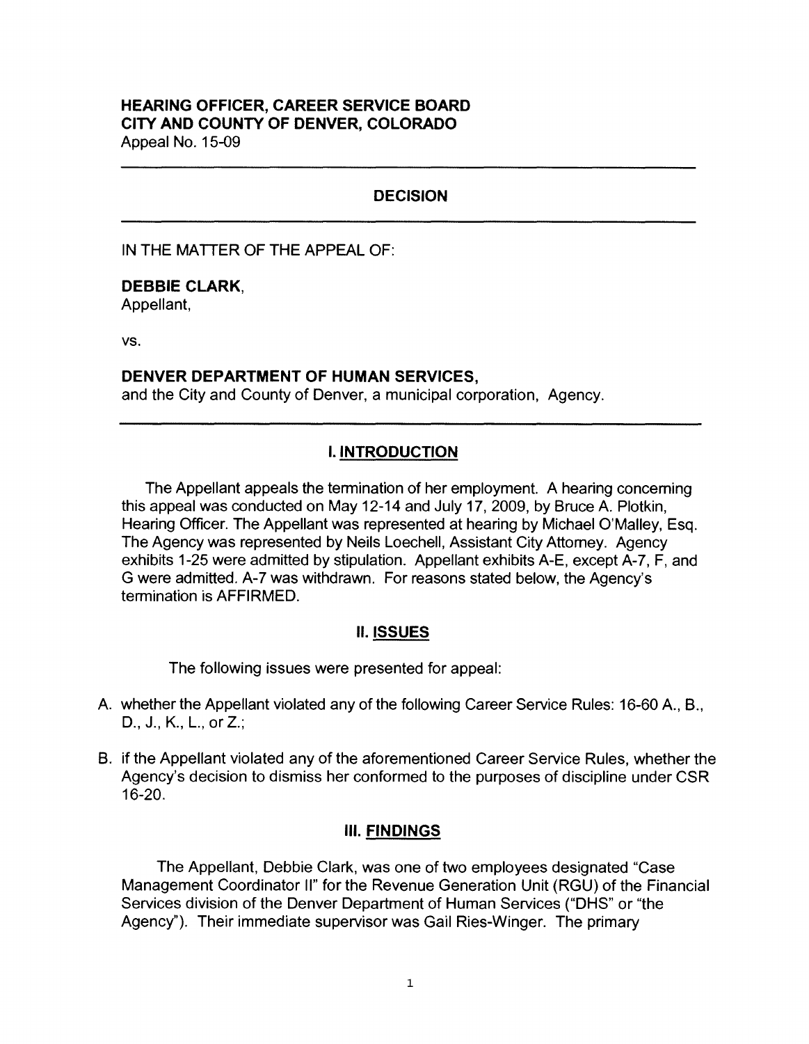**HEARING OFFICER, CAREER SERVICE BOARD**
**CITY AND COUNTY OF DENVER, COLORADO**
Appeal No. 15-09

---

## DECISION

---

IN THE MATTER OF THE APPEAL OF:

**DEBBIE CLARK,**
Appellant,

vs.

**DENVER DEPARTMENT OF HUMAN SERVICES,**
and the City and County of Denver, a municipal corporation, Agency.

---

## I. INTRODUCTION

The Appellant appeals the termination of her employment. A hearing concerning this appeal was conducted on May 12-14 and July 17, 2009, by Bruce A. Plotkin, Hearing Officer. The Appellant was represented at hearing by Michael O'Malley, Esq. The Agency was represented by Neils Loechell, Assistant City Attorney. Agency exhibits 1-25 were admitted by stipulation. Appellant exhibits A-E, except A-7, F, and G were admitted. A-7 was withdrawn. For reasons stated below, the Agency's termination is AFFIRMED.

## II. ISSUES

The following issues were presented for appeal:

A. whether the Appellant violated any of the following Career Service Rules: 16-60 A., B., D., J., K., L., or Z.;

B. if the Appellant violated any of the aforementioned Career Service Rules, whether the Agency's decision to dismiss her conformed to the purposes of discipline under CSR 16-20.

## III. FINDINGS

The Appellant, Debbie Clark, was one of two employees designated "Case Management Coordinator II" for the Revenue Generation Unit (RGU) of the Financial Services division of the Denver Department of Human Services ("DHS" or "the Agency"). Their immediate supervisor was Gail Ries-Winger. The primary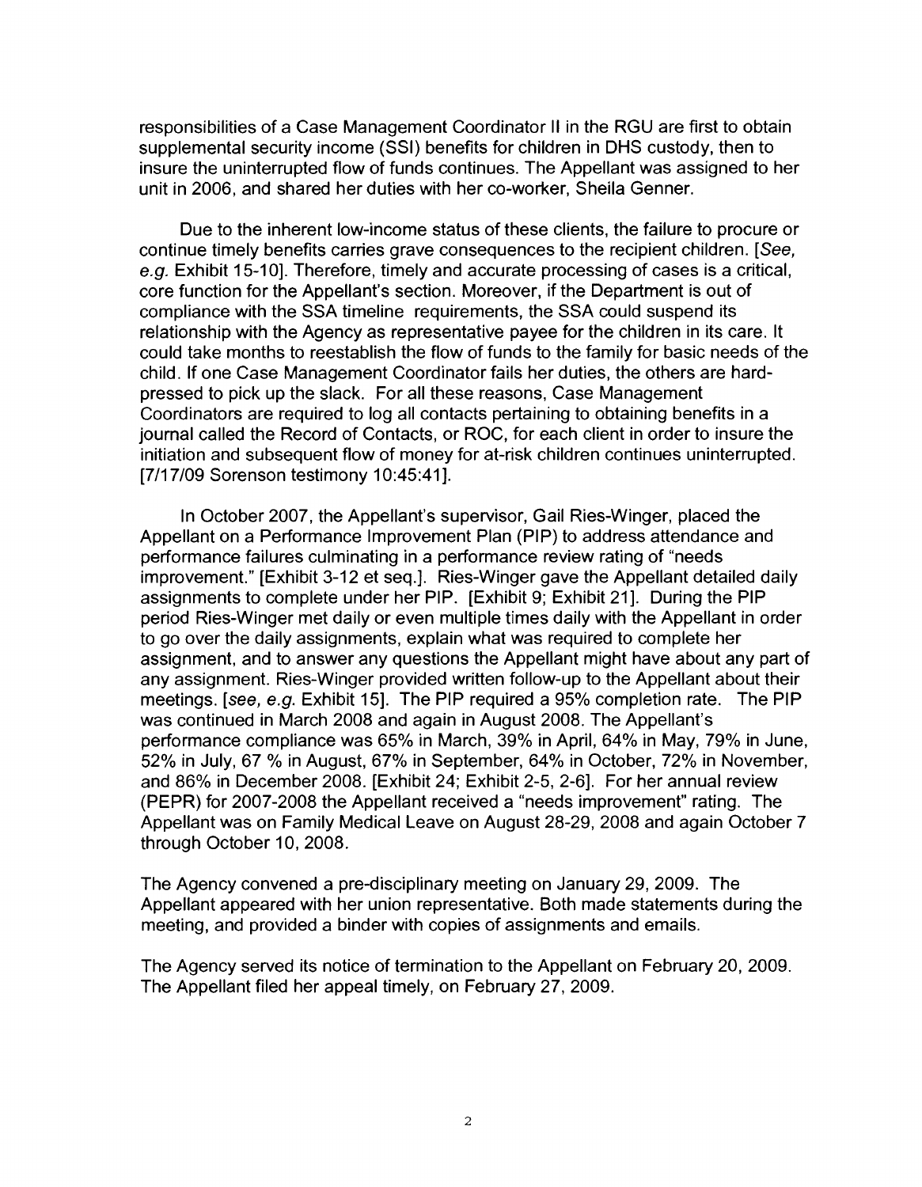responsibilities of a Case Management Coordinator II in the RGU are first to obtain supplemental security income (SSI) benefits for children in DHS custody, then to insure the uninterrupted flow of funds continues. The Appellant was assigned to her unit in 2006, and shared her duties with her co-worker, Sheila Genner.

Due to the inherent low-income status of these clients, the failure to procure or continue timely benefits carries grave consequences to the recipient children. [*See, e.g.* Exhibit 15-10]. Therefore, timely and accurate processing of cases is a critical, core function for the Appellant's section. Moreover, if the Department is out of compliance with the SSA timeline requirements, the SSA could suspend its relationship with the Agency as representative payee for the children in its care. It could take months to reestablish the flow of funds to the family for basic needs of the child. If one Case Management Coordinator fails her duties, the others are hard-pressed to pick up the slack. For all these reasons, Case Management Coordinators are required to log all contacts pertaining to obtaining benefits in a journal called the Record of Contacts, or ROC, for each client in order to insure the initiation and subsequent flow of money for at-risk children continues uninterrupted. [7/17/09 Sorenson testimony 10:45:41].

In October 2007, the Appellant's supervisor, Gail Ries-Winger, placed the Appellant on a Performance Improvement Plan (PIP) to address attendance and performance failures culminating in a performance review rating of "needs improvement." [Exhibit 3-12 et seq.]. Ries-Winger gave the Appellant detailed daily assignments to complete under her PIP. [Exhibit 9; Exhibit 21]. During the PIP period Ries-Winger met daily or even multiple times daily with the Appellant in order to go over the daily assignments, explain what was required to complete her assignment, and to answer any questions the Appellant might have about any part of any assignment. Ries-Winger provided written follow-up to the Appellant about their meetings. [*see, e.g.* Exhibit 15]. The PIP required a 95% completion rate. The PIP was continued in March 2008 and again in August 2008. The Appellant's performance compliance was 65% in March, 39% in April, 64% in May, 79% in June, 52% in July, 67 % in August, 67% in September, 64% in October, 72% in November, and 86% in December 2008. [Exhibit 24; Exhibit 2-5, 2-6]. For her annual review (PEPR) for 2007-2008 the Appellant received a "needs improvement" rating. The Appellant was on Family Medical Leave on August 28-29, 2008 and again October 7 through October 10, 2008.

The Agency convened a pre-disciplinary meeting on January 29, 2009. The Appellant appeared with her union representative. Both made statements during the meeting, and provided a binder with copies of assignments and emails.

The Agency served its notice of termination to the Appellant on February 20, 2009. The Appellant filed her appeal timely, on February 27, 2009.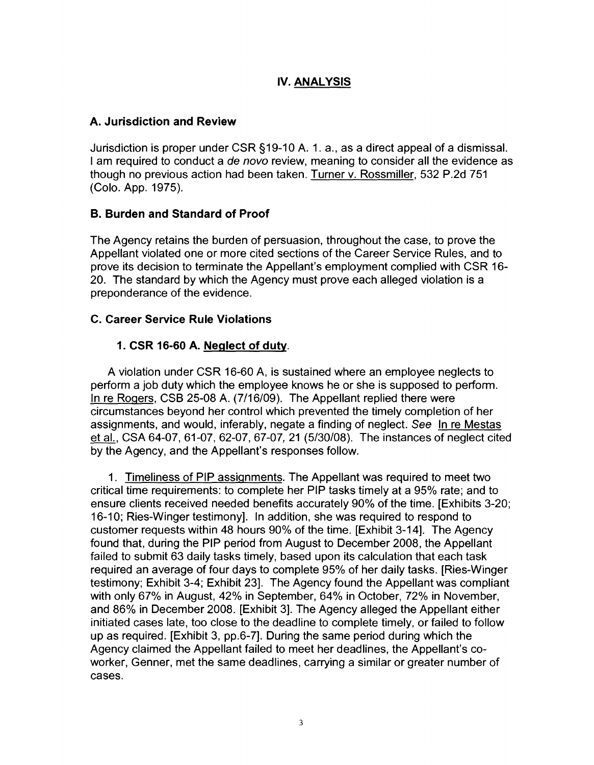## IV. ANALYSIS

### A. Jurisdiction and Review

Jurisdiction is proper under CSR §19-10 A. 1. a., as a direct appeal of a dismissal. I am required to conduct a *de novo* review, meaning to consider all the evidence as though no previous action had been taken. Turner v. Rossmiller, 532 P.2d 751 (Colo. App. 1975).

### B. Burden and Standard of Proof

The Agency retains the burden of persuasion, throughout the case, to prove the Appellant violated one or more cited sections of the Career Service Rules, and to prove its decision to terminate the Appellant's employment complied with CSR 16-20. The standard by which the Agency must prove each alleged violation is a preponderance of the evidence.

### C. Career Service Rule Violations

#### 1. CSR 16-60 A. Neglect of duty.

A violation under CSR 16-60 A, is sustained where an employee neglects to perform a job duty which the employee knows he or she is supposed to perform. In re Rogers, CSB 25-08 A. (7/16/09). The Appellant replied there were circumstances beyond her control which prevented the timely completion of her assignments, and would, inferably, negate a finding of neglect. *See* In re Mestas et al., CSA 64-07, 61-07, 62-07, 67-07, 21 (5/30/08). The instances of neglect cited by the Agency, and the Appellant's responses follow.

1. Timeliness of PIP assignments. The Appellant was required to meet two critical time requirements: to complete her PIP tasks timely at a 95% rate; and to ensure clients received needed benefits accurately 90% of the time. [Exhibits 3-20; 16-10; Ries-Winger testimony]. In addition, she was required to respond to customer requests within 48 hours 90% of the time. [Exhibit 3-14]. The Agency found that, during the PIP period from August to December 2008, the Appellant failed to submit 63 daily tasks timely, based upon its calculation that each task required an average of four days to complete 95% of her daily tasks. [Ries-Winger testimony; Exhibit 3-4; Exhibit 23]. The Agency found the Appellant was compliant with only 67% in August, 42% in September, 64% in October, 72% in November, and 86% in December 2008. [Exhibit 3]. The Agency alleged the Appellant either initiated cases late, too close to the deadline to complete timely, or failed to follow up as required. [Exhibit 3, pp.6-7]. During the same period during which the Agency claimed the Appellant failed to meet her deadlines, the Appellant's co-worker, Genner, met the same deadlines, carrying a similar or greater number of cases.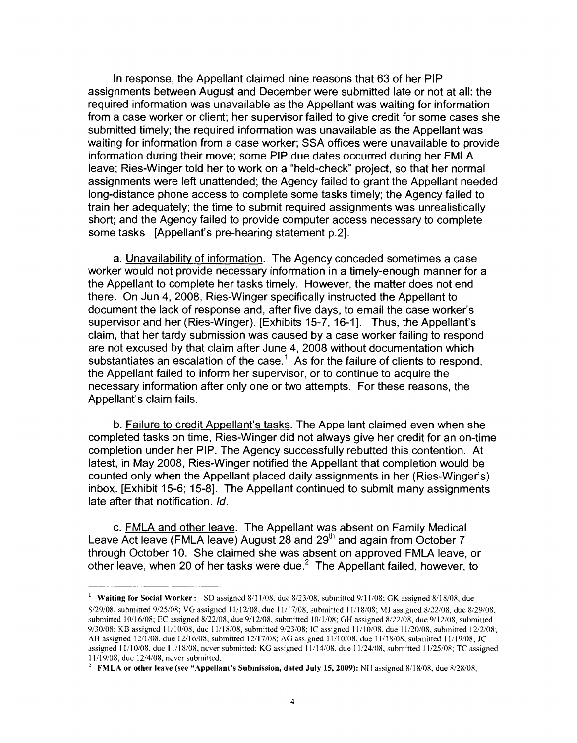In response, the Appellant claimed nine reasons that 63 of her PIP assignments between August and December were submitted late or not at all: the required information was unavailable as the Appellant was waiting for information from a case worker or client; her supervisor failed to give credit for some cases she submitted timely; the required information was unavailable as the Appellant was waiting for information from a case worker; SSA offices were unavailable to provide information during their move; some PIP due dates occurred during her FMLA leave; Ries-Winger told her to work on a "held-check" project, so that her normal assignments were left unattended; the Agency failed to grant the Appellant needed long-distance phone access to complete some tasks timely; the Agency failed to train her adequately; the time to submit required assignments was unrealistically short; and the Agency failed to provide computer access necessary to complete some tasks [Appellant's pre-hearing statement p.2].

a. Unavailability of information. The Agency conceded sometimes a case worker would not provide necessary information in a timely-enough manner for a the Appellant to complete her tasks timely. However, the matter does not end there. On Jun 4, 2008, Ries-Winger specifically instructed the Appellant to document the lack of response and, after five days, to email the case worker's supervisor and her (Ries-Winger). [Exhibits 15-7, 16-1]. Thus, the Appellant's claim, that her tardy submission was caused by a case worker failing to respond are not excused by that claim after June 4, 2008 without documentation which substantiates an escalation of the case.[1] As for the failure of clients to respond, the Appellant failed to inform her supervisor, or to continue to acquire the necessary information after only one or two attempts. For these reasons, the Appellant's claim fails.

b. Failure to credit Appellant's tasks. The Appellant claimed even when she completed tasks on time, Ries-Winger did not always give her credit for an on-time completion under her PIP. The Agency successfully rebutted this contention. At latest, in May 2008, Ries-Winger notified the Appellant that completion would be counted only when the Appellant placed daily assignments in her (Ries-Winger's) inbox. [Exhibit 15-6; 15-8]. The Appellant continued to submit many assignments late after that notification. *Id.*

c. FMLA and other leave. The Appellant was absent on Family Medical Leave Act leave (FMLA leave) August 28 and 29th and again from October 7 through October 10. She claimed she was absent on approved FMLA leave, or other leave, when 20 of her tasks were due.[2] The Appellant failed, however, to

---

[1] **Waiting for Social Worker:** SD assigned 8/11/08, due 8/23/08, submitted 9/11/08; GK assigned 8/18/08, due 8/29/08, submitted 9/25/08; VG assigned 11/12/08, due 11/17/08, submitted 11/18/08; MJ assigned 8/22/08, due 8/29/08, submitted 10/16/08; EC assigned 8/22/08, due 9/12/08, submitted 10/1/08; GH assigned 8/22/08, due 9/12/08, submitted 9/30/08; KB assigned 11/10/08, due 11/18/08, submitted 9/23/08; IC assigned 11/10/08, due 11/20/08, submitted 12/2/08; AH assigned 12/1/08, due 12/16/08, submitted 12/17/08; AG assigned 11/10/08, due 11/18/08, submitted 11/19/08; JC assigned 11/10/08, due 11/18/08, never submitted; KG assigned 11/14/08, due 11/24/08, submitted 11/25/08; TC assigned 11/19/08, due 12/4/08, never submitted.

[2] **FMLA or other leave (see "Appellant's Submission, dated July 15, 2009):** NH assigned 8/18/08, due 8/28/08,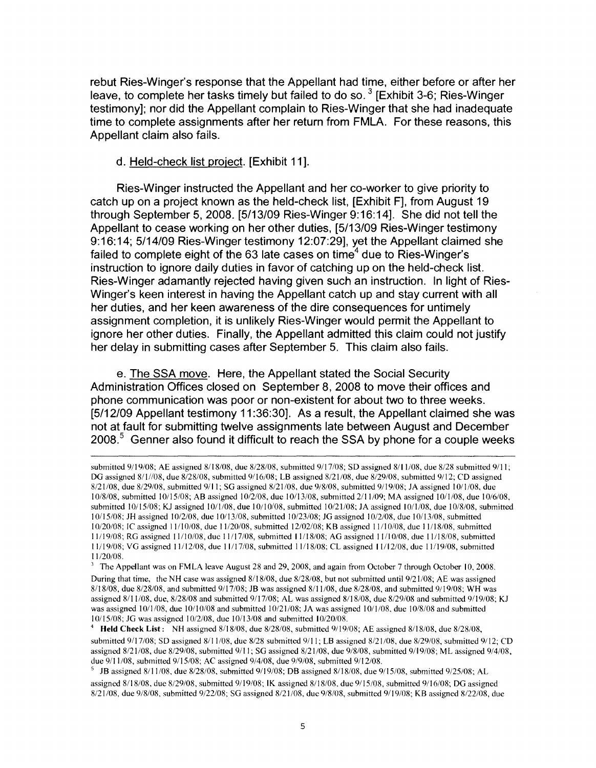rebut Ries-Winger's response that the Appellant had time, either before or after her leave, to complete her tasks timely but failed to do so. [3] [Exhibit 3-6; Ries-Winger testimony]; nor did the Appellant complain to Ries-Winger that she had inadequate time to complete assignments after her return from FMLA. For these reasons, this Appellant claim also fails.

d. Held-check list project. [Exhibit 11].

Ries-Winger instructed the Appellant and her co-worker to give priority to catch up on a project known as the held-check list, [Exhibit F], from August 19 through September 5, 2008. [5/13/09 Ries-Winger 9:16:14]. She did not tell the Appellant to cease working on her other duties, [5/13/09 Ries-Winger testimony 9:16:14; 5/14/09 Ries-Winger testimony 12:07:29], yet the Appellant claimed she failed to complete eight of the 63 late cases on time[4] due to Ries-Winger's instruction to ignore daily duties in favor of catching up on the held-check list. Ries-Winger adamantly rejected having given such an instruction. In light of Ries-Winger's keen interest in having the Appellant catch up and stay current with all her duties, and her keen awareness of the dire consequences for untimely assignment completion, it is unlikely Ries-Winger would permit the Appellant to ignore her other duties. Finally, the Appellant admitted this claim could not justify her delay in submitting cases after September 5. This claim also fails.

e. The SSA move. Here, the Appellant stated the Social Security Administration Offices closed on September 8, 2008 to move their offices and phone communication was poor or non-existent for about two to three weeks. [5/12/09 Appellant testimony 11:36:30]. As a result, the Appellant claimed she was not at fault for submitting twelve assignments late between August and December 2008.[5] Genner also found it difficult to reach the SSA by phone for a couple weeks

---

submitted 9/19/08; AE assigned 8/18/08, due 8/28/08, submitted 9/17/08; SD assigned 8/11/08, due 8/28 submitted 9/11; DG assigned 8/1//08, due 8/28/08, submitted 9/16/08; LB assigned 8/21/08, due 8/29/08, submitted 9/12; CD assigned 8/21/08, due 8/29/08, submitted 9/11; SG assigned 8/21/08, due 9/8/08, submitted 9/19/08; JA assigned 10/1/08, due 10/8/08, submitted 10/15/08; AB assigned 10/2/08, due 10/13/08, submitted 2/11/09; MA assigned 10/1/08, due 10/6/08, submitted 10/15/08; KJ assigned 10/1/08, due 10/10/08, submitted 10/21/08; JA assigned 10/1/08, due 10/8/08, submitted 10/15/08; JH assigned 10/2/08, due 10/13/08, submitted 10/23/08; JG assigned 10/2/08, due 10/13/08, submitted 10/20/08; IC assigned 11/10/08, due 11/20/08, submitted 12/02/08; KB assigned 11/10/08, due 11/18/08, submitted 11/19/08; RG assigned 11/10/08, due 11/17/08, submitted 11/18/08; AG assigned 11/10/08, due 11/18/08, submitted 11/19/08; VG assigned 11/12/08, due 11/17/08, submitted 11/18/08; CL assigned 11/12/08, due 11/19/08, submitted 11/20/08.

[3] The Appellant was on FMLA leave August 28 and 29, 2008, and again from October 7 through October 10, 2008. During that time, the NH case was assigned 8/18/08, due 8/28/08, but not submitted until 9/21/08; AE was assigned 8/18/08, due 8/28/08, and submitted 9/17/08; JB was assigned 8/11/08, due 8/28/08, and submitted 9/19/08; WH was assigned 8/11/08, due, 8/28/08 and submitted 9/17/08; AL was assigned 8/18/08, due 8/29/08 and submitted 9/19/08; KJ was assigned 10/1/08, due 10/10/08 and submitted 10/21/08; JA was assigned 10/1/08, due 10/8/08 and submitted 10/15/08; JG was assigned 10/2/08, due 10/13/08 and submitted 10/20/08.

[4] **Held Check List**: NH assigned 8/18/08, due 8/28/08, submitted 9/19/08; AE assigned 8/18/08, due 8/28/08, submitted 9/17/08; SD assigned 8/11/08, due 8/28 submitted 9/11; LB assigned 8/21/08, due 8/29/08, submitted 9/12; CD assigned 8/21/08, due 8/29/08, submitted 9/11; SG assigned 8/21/08, due 9/8/08, submitted 9/19/08; ML assigned 9/4/08, due 9/11/08, submitted 9/15/08; AC assigned 9/4/08, due 9/9/08, submitted 9/12/08.

[5] JB assigned 8/11/08, due 8/28/08, submitted 9/19/08; DB assigned 8/18/08, due 9/15/08, submitted 9/25/08; AL assigned 8/18/08, due 8/29/08, submitted 9/19/08; IK assigned 8/18/08, due 9/15/08, submitted 9/16/08; DG assigned 8/21/08, due 9/8/08, submitted 9/22/08; SG assigned 8/21/08, due 9/8/08, submitted 9/19/08; KB assigned 8/22/08, due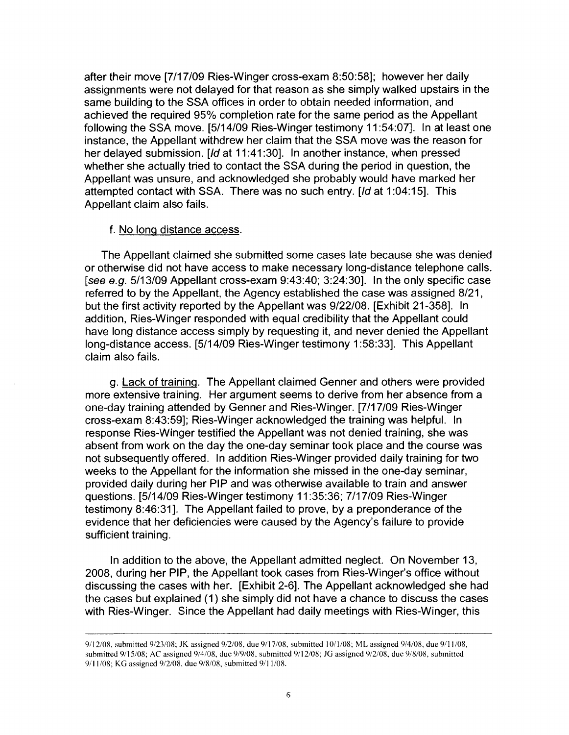after their move [7/17/09 Ries-Winger cross-exam 8:50:58]; however her daily assignments were not delayed for that reason as she simply walked upstairs in the same building to the SSA offices in order to obtain needed information, and achieved the required 95% completion rate for the same period as the Appellant following the SSA move. [5/14/09 Ries-Winger testimony 11:54:07]. In at least one instance, the Appellant withdrew her claim that the SSA move was the reason for her delayed submission. [*Id* at 11:41:30]. In another instance, when pressed whether she actually tried to contact the SSA during the period in question, the Appellant was unsure, and acknowledged she probably would have marked her attempted contact with SSA. There was no such entry. [*Id* at 1:04:15]. This Appellant claim also fails.

f. <u>No long distance access</u>.

The Appellant claimed she submitted some cases late because she was denied or otherwise did not have access to make necessary long-distance telephone calls. [*see e.g.* 5/13/09 Appellant cross-exam 9:43:40; 3:24:30]. In the only specific case referred to by the Appellant, the Agency established the case was assigned 8/21, but the first activity reported by the Appellant was 9/22/08. [Exhibit 21-358]. In addition, Ries-Winger responded with equal credibility that the Appellant could have long distance access simply by requesting it, and never denied the Appellant long-distance access. [5/14/09 Ries-Winger testimony 1:58:33]. This Appellant claim also fails.

g. <u>Lack of training</u>. The Appellant claimed Genner and others were provided more extensive training. Her argument seems to derive from her absence from a one-day training attended by Genner and Ries-Winger. [7/17/09 Ries-Winger cross-exam 8:43:59]; Ries-Winger acknowledged the training was helpful. In response Ries-Winger testified the Appellant was not denied training, she was absent from work on the day the one-day seminar took place and the course was not subsequently offered. In addition Ries-Winger provided daily training for two weeks to the Appellant for the information she missed in the one-day seminar, provided daily during her PIP and was otherwise available to train and answer questions. [5/14/09 Ries-Winger testimony 11:35:36; 7/17/09 Ries-Winger testimony 8:46:31]. The Appellant failed to prove, by a preponderance of the evidence that her deficiencies were caused by the Agency's failure to provide sufficient training.

In addition to the above, the Appellant admitted neglect. On November 13, 2008, during her PIP, the Appellant took cases from Ries-Winger's office without discussing the cases with her. [Exhibit 2-6]. The Appellant acknowledged she had the cases but explained (1) she simply did not have a chance to discuss the cases with Ries-Winger. Since the Appellant had daily meetings with Ries-Winger, this

---

9/12/08, submitted 9/23/08; JK assigned 9/2/08, due 9/17/08, submitted 10/1/08; ML assigned 9/4/08, due 9/11/08, submitted 9/15/08; AC assigned 9/4/08, due 9/9/08, submitted 9/12/08; JG assigned 9/2/08, due 9/8/08, submitted 9/11/08; KG assigned 9/2/08, due 9/8/08, submitted 9/11/08.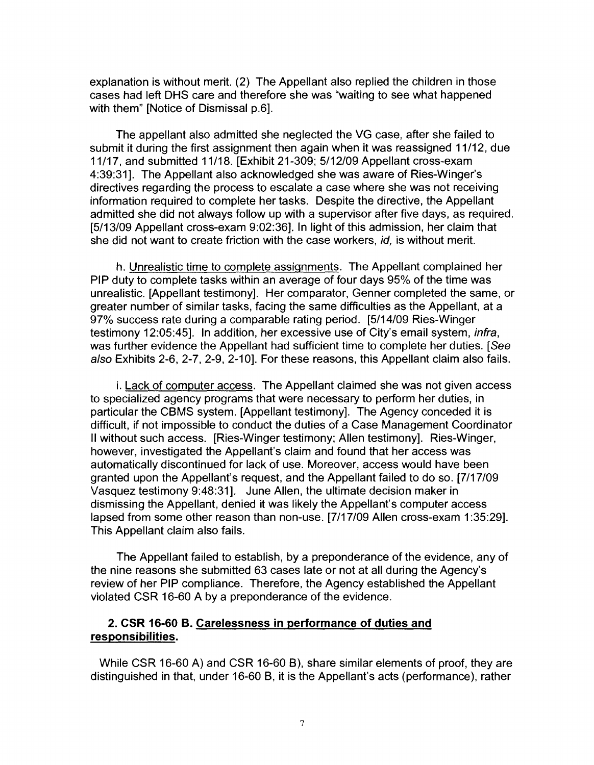explanation is without merit. (2) The Appellant also replied the children in those cases had left DHS care and therefore she was "waiting to see what happened with them" [Notice of Dismissal p.6].

The appellant also admitted she neglected the VG case, after she failed to submit it during the first assignment then again when it was reassigned 11/12, due 11/17, and submitted 11/18. [Exhibit 21-309; 5/12/09 Appellant cross-exam 4:39:31]. The Appellant also acknowledged she was aware of Ries-Winger's directives regarding the process to escalate a case where she was not receiving information required to complete her tasks. Despite the directive, the Appellant admitted she did not always follow up with a supervisor after five days, as required. [5/13/09 Appellant cross-exam 9:02:36]. In light of this admission, her claim that she did not want to create friction with the case workers, *id,* is without merit.

h. Unrealistic time to complete assignments. The Appellant complained her PIP duty to complete tasks within an average of four days 95% of the time was unrealistic. [Appellant testimony]. Her comparator, Genner completed the same, or greater number of similar tasks, facing the same difficulties as the Appellant, at a 97% success rate during a comparable rating period. [5/14/09 Ries-Winger testimony 12:05:45]. In addition, her excessive use of City's email system, *infra*, was further evidence the Appellant had sufficient time to complete her duties. [*See also* Exhibits 2-6, 2-7, 2-9, 2-10]. For these reasons, this Appellant claim also fails.

i. Lack of computer access. The Appellant claimed she was not given access to specialized agency programs that were necessary to perform her duties, in particular the CBMS system. [Appellant testimony]. The Agency conceded it is difficult, if not impossible to conduct the duties of a Case Management Coordinator II without such access. [Ries-Winger testimony; Allen testimony]. Ries-Winger, however, investigated the Appellant's claim and found that her access was automatically discontinued for lack of use. Moreover, access would have been granted upon the Appellant's request, and the Appellant failed to do so. [7/17/09 Vasquez testimony 9:48:31]. June Allen, the ultimate decision maker in dismissing the Appellant, denied it was likely the Appellant's computer access lapsed from some other reason than non-use. [7/17/09 Allen cross-exam 1:35:29]. This Appellant claim also fails.

The Appellant failed to establish, by a preponderance of the evidence, any of the nine reasons she submitted 63 cases late or not at all during the Agency's review of her PIP compliance. Therefore, the Agency established the Appellant violated CSR 16-60 A by a preponderance of the evidence.

### 2. CSR 16-60 B. Carelessness in performance of duties and responsibilities.

While CSR 16-60 A) and CSR 16-60 B), share similar elements of proof, they are distinguished in that, under 16-60 B, it is the Appellant's acts (performance), rather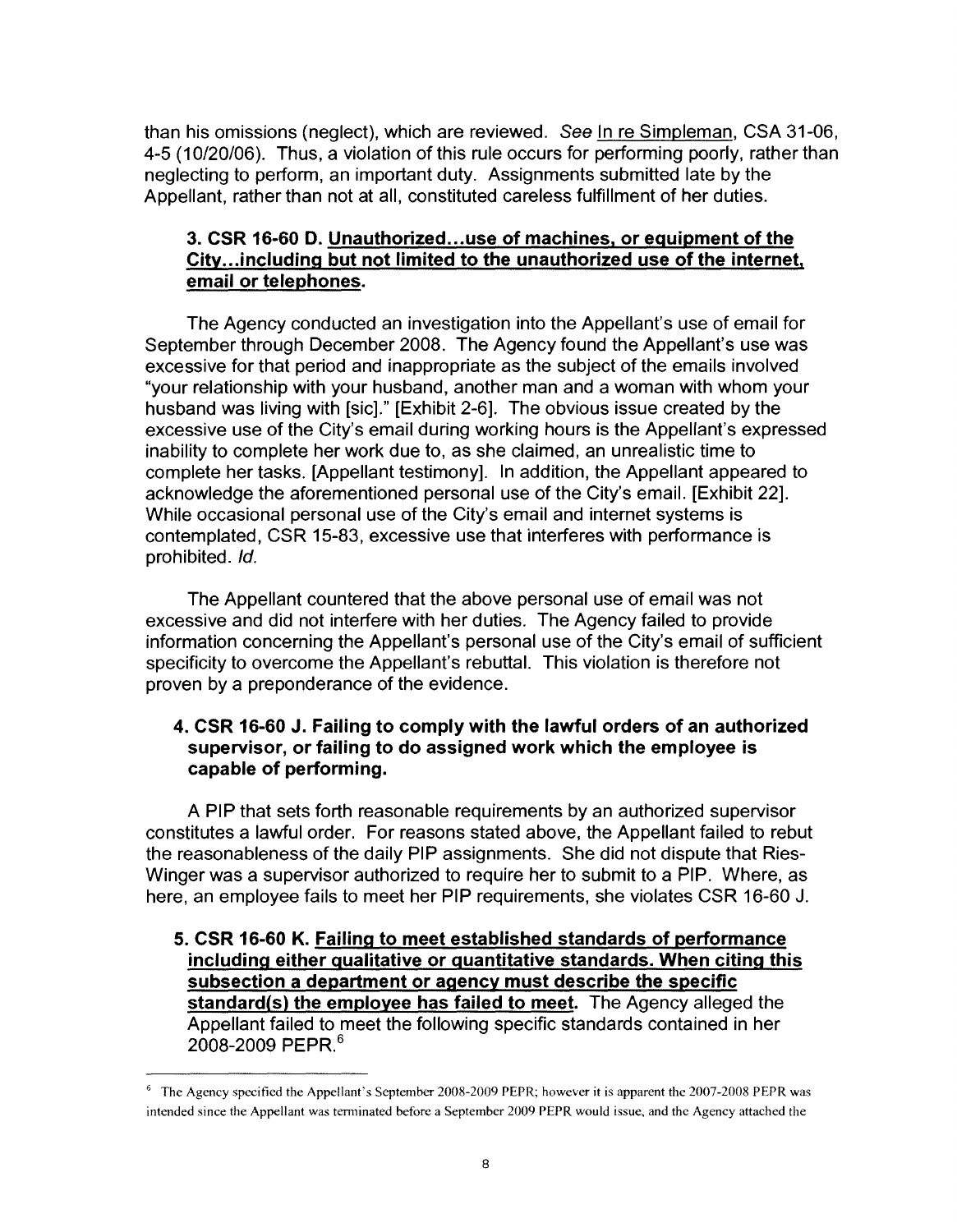than his omissions (neglect), which are reviewed. *See* In re Simpleman, CSA 31-06, 4-5 (10/20/06). Thus, a violation of this rule occurs for performing poorly, rather than neglecting to perform, an important duty. Assignments submitted late by the Appellant, rather than not at all, constituted careless fulfillment of her duties.

### 3. CSR 16-60 D. Unauthorized...use of machines, or equipment of the City...including but not limited to the unauthorized use of the internet, email or telephones.

The Agency conducted an investigation into the Appellant's use of email for September through December 2008. The Agency found the Appellant's use was excessive for that period and inappropriate as the subject of the emails involved "your relationship with your husband, another man and a woman with whom your husband was living with [sic]." [Exhibit 2-6]. The obvious issue created by the excessive use of the City's email during working hours is the Appellant's expressed inability to complete her work due to, as she claimed, an unrealistic time to complete her tasks. [Appellant testimony]. In addition, the Appellant appeared to acknowledge the aforementioned personal use of the City's email. [Exhibit 22]. While occasional personal use of the City's email and internet systems is contemplated, CSR 15-83, excessive use that interferes with performance is prohibited. *Id.*

The Appellant countered that the above personal use of email was not excessive and did not interfere with her duties. The Agency failed to provide information concerning the Appellant's personal use of the City's email of sufficient specificity to overcome the Appellant's rebuttal. This violation is therefore not proven by a preponderance of the evidence.

### 4. CSR 16-60 J. Failing to comply with the lawful orders of an authorized supervisor, or failing to do assigned work which the employee is capable of performing.

A PIP that sets forth reasonable requirements by an authorized supervisor constitutes a lawful order. For reasons stated above, the Appellant failed to rebut the reasonableness of the daily PIP assignments. She did not dispute that Ries-Winger was a supervisor authorized to require her to submit to a PIP. Where, as here, an employee fails to meet her PIP requirements, she violates CSR 16-60 J.

### 5. CSR 16-60 K. Failing to meet established standards of performance including either qualitative or quantitative standards. When citing this subsection a department or agency must describe the specific standard(s) the employee has failed to meet.

The Agency alleged the Appellant failed to meet the following specific standards contained in her 2008-2009 PEPR.[6]

---

[6] The Agency specified the Appellant's September 2008-2009 PEPR; however it is apparent the 2007-2008 PEPR was intended since the Appellant was terminated before a September 2009 PEPR would issue, and the Agency attached the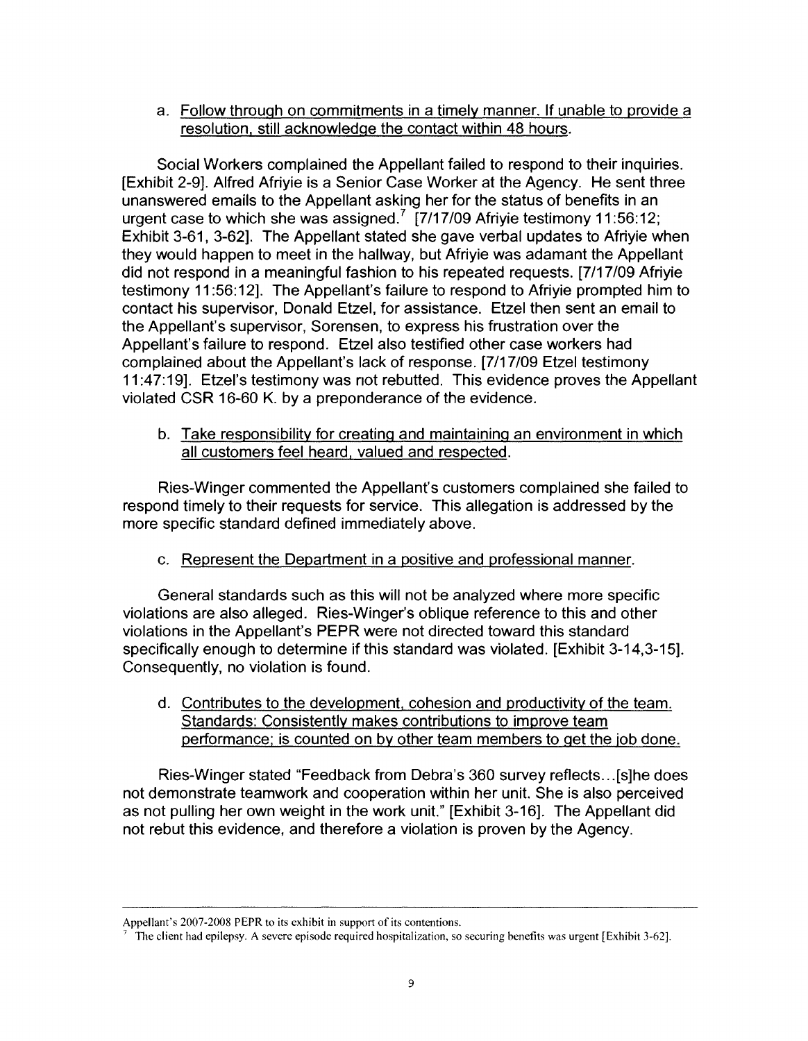a. Follow through on commitments in a timely manner. If unable to provide a resolution, still acknowledge the contact within 48 hours.

Social Workers complained the Appellant failed to respond to their inquiries. [Exhibit 2-9]. Alfred Afriyie is a Senior Case Worker at the Agency. He sent three unanswered emails to the Appellant asking her for the status of benefits in an urgent case to which she was assigned.[7] [7/17/09 Afriyie testimony 11:56:12; Exhibit 3-61, 3-62]. The Appellant stated she gave verbal updates to Afriyie when they would happen to meet in the hallway, but Afriyie was adamant the Appellant did not respond in a meaningful fashion to his repeated requests. [7/17/09 Afriyie testimony 11:56:12]. The Appellant's failure to respond to Afriyie prompted him to contact his supervisor, Donald Etzel, for assistance. Etzel then sent an email to the Appellant's supervisor, Sorensen, to express his frustration over the Appellant's failure to respond. Etzel also testified other case workers had complained about the Appellant's lack of response. [7/17/09 Etzel testimony 11:47:19]. Etzel's testimony was not rebutted. This evidence proves the Appellant violated CSR 16-60 K. by a preponderance of the evidence.

b. Take responsibility for creating and maintaining an environment in which all customers feel heard, valued and respected.

Ries-Winger commented the Appellant's customers complained she failed to respond timely to their requests for service. This allegation is addressed by the more specific standard defined immediately above.

c. Represent the Department in a positive and professional manner.

General standards such as this will not be analyzed where more specific violations are also alleged. Ries-Winger's oblique reference to this and other violations in the Appellant's PEPR were not directed toward this standard specifically enough to determine if this standard was violated. [Exhibit 3-14,3-15]. Consequently, no violation is found.

d. Contributes to the development, cohesion and productivity of the team. Standards: Consistently makes contributions to improve team performance; is counted on by other team members to get the job done.

Ries-Winger stated "Feedback from Debra's 360 survey reflects…[s]he does not demonstrate teamwork and cooperation within her unit. She is also perceived as not pulling her own weight in the work unit." [Exhibit 3-16]. The Appellant did not rebut this evidence, and therefore a violation is proven by the Agency.

---

Appellant's 2007-2008 PEPR to its exhibit in support of its contentions.

[7] The client had epilepsy. A severe episode required hospitalization, so securing benefits was urgent [Exhibit 3-62].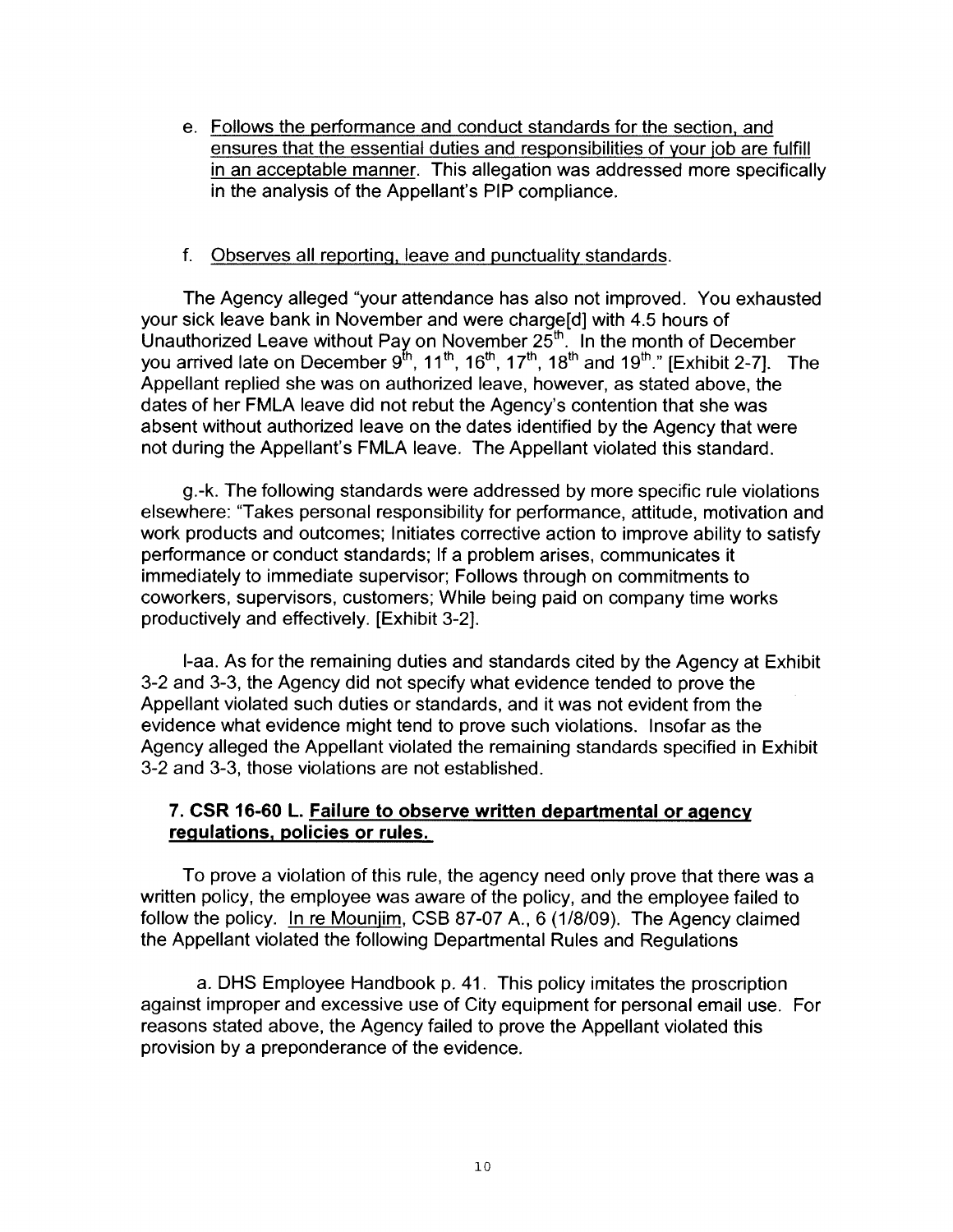e. <u>Follows the performance and conduct standards for the section, and ensures that the essential duties and responsibilities of your job are fulfill in an acceptable manner</u>. This allegation was addressed more specifically in the analysis of the Appellant's PIP compliance.

f. <u>Observes all reporting, leave and punctuality standards</u>.

The Agency alleged "your attendance has also not improved. You exhausted your sick leave bank in November and were charge[d] with 4.5 hours of Unauthorized Leave without Pay on November 25th. In the month of December you arrived late on December 9th, 11th, 16th, 17th, 18th and 19th." [Exhibit 2-7]. The Appellant replied she was on authorized leave, however, as stated above, the dates of her FMLA leave did not rebut the Agency's contention that she was absent without authorized leave on the dates identified by the Agency that were not during the Appellant's FMLA leave. The Appellant violated this standard.

g.-k. The following standards were addressed by more specific rule violations elsewhere: "Takes personal responsibility for performance, attitude, motivation and work products and outcomes; Initiates corrective action to improve ability to satisfy performance or conduct standards; If a problem arises, communicates it immediately to immediate supervisor; Follows through on commitments to coworkers, supervisors, customers; While being paid on company time works productively and effectively. [Exhibit 3-2].

l-aa. As for the remaining duties and standards cited by the Agency at Exhibit 3-2 and 3-3, the Agency did not specify what evidence tended to prove the Appellant violated such duties or standards, and it was not evident from the evidence what evidence might tend to prove such violations. Insofar as the Agency alleged the Appellant violated the remaining standards specified in Exhibit 3-2 and 3-3, those violations are not established.

### 7. CSR 16-60 L. <u>Failure to observe written departmental or agency regulations, policies or rules.</u>

To prove a violation of this rule, the agency need only prove that there was a written policy, the employee was aware of the policy, and the employee failed to follow the policy. <u>In re Mounjim</u>, CSB 87-07 A., 6 (1/8/09). The Agency claimed the Appellant violated the following Departmental Rules and Regulations

a. DHS Employee Handbook p. 41. This policy imitates the proscription against improper and excessive use of City equipment for personal email use. For reasons stated above, the Agency failed to prove the Appellant violated this provision by a preponderance of the evidence.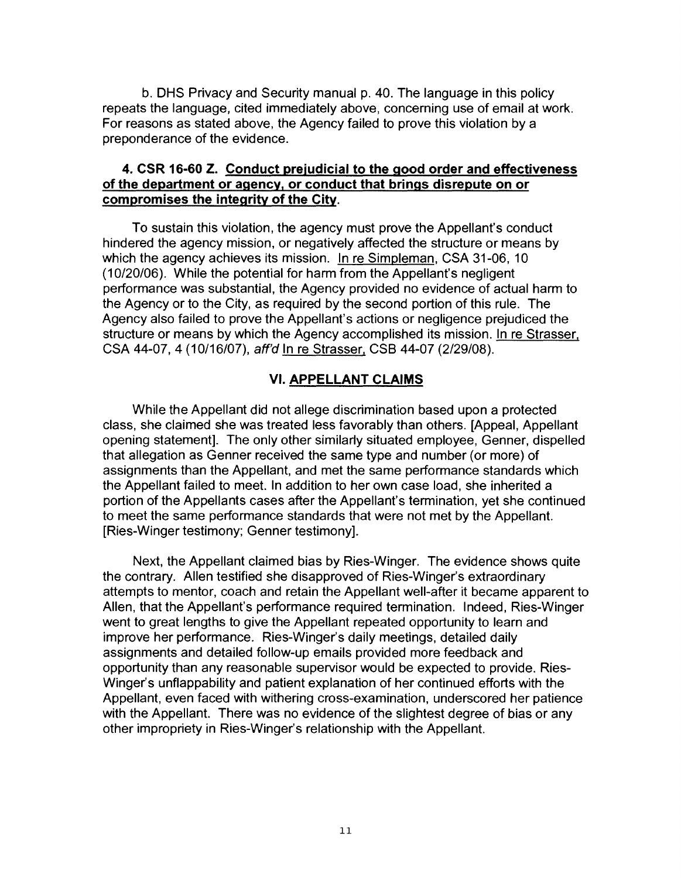b. DHS Privacy and Security manual p. 40. The language in this policy repeats the language, cited immediately above, concerning use of email at work. For reasons as stated above, the Agency failed to prove this violation by a preponderance of the evidence.

### 4. CSR 16-60 Z. <u>Conduct prejudicial to the good order and effectiveness of the department or agency, or conduct that brings disrepute on or compromises the integrity of the City</u>.

To sustain this violation, the agency must prove the Appellant's conduct hindered the agency mission, or negatively affected the structure or means by which the agency achieves its mission. <u>In re Simpleman</u>, CSA 31-06, 10 (10/20/06). While the potential for harm from the Appellant's negligent performance was substantial, the Agency provided no evidence of actual harm to the Agency or to the City, as required by the second portion of this rule. The Agency also failed to prove the Appellant's actions or negligence prejudiced the structure or means by which the Agency accomplished its mission. <u>In re Strasser</u>, CSA 44-07, 4 (10/16/07), *aff'd* <u>In re Strasser</u>, CSB 44-07 (2/29/08).

## VI. APPELLANT CLAIMS

While the Appellant did not allege discrimination based upon a protected class, she claimed she was treated less favorably than others. [Appeal, Appellant opening statement]. The only other similarly situated employee, Genner, dispelled that allegation as Genner received the same type and number (or more) of assignments than the Appellant, and met the same performance standards which the Appellant failed to meet. In addition to her own case load, she inherited a portion of the Appellants cases after the Appellant's termination, yet she continued to meet the same performance standards that were not met by the Appellant. [Ries-Winger testimony; Genner testimony].

Next, the Appellant claimed bias by Ries-Winger. The evidence shows quite the contrary. Allen testified she disapproved of Ries-Winger's extraordinary attempts to mentor, coach and retain the Appellant well-after it became apparent to Allen, that the Appellant's performance required termination. Indeed, Ries-Winger went to great lengths to give the Appellant repeated opportunity to learn and improve her performance. Ries-Winger's daily meetings, detailed daily assignments and detailed follow-up emails provided more feedback and opportunity than any reasonable supervisor would be expected to provide. Ries-Winger's unflappability and patient explanation of her continued efforts with the Appellant, even faced with withering cross-examination, underscored her patience with the Appellant. There was no evidence of the slightest degree of bias or any other impropriety in Ries-Winger's relationship with the Appellant.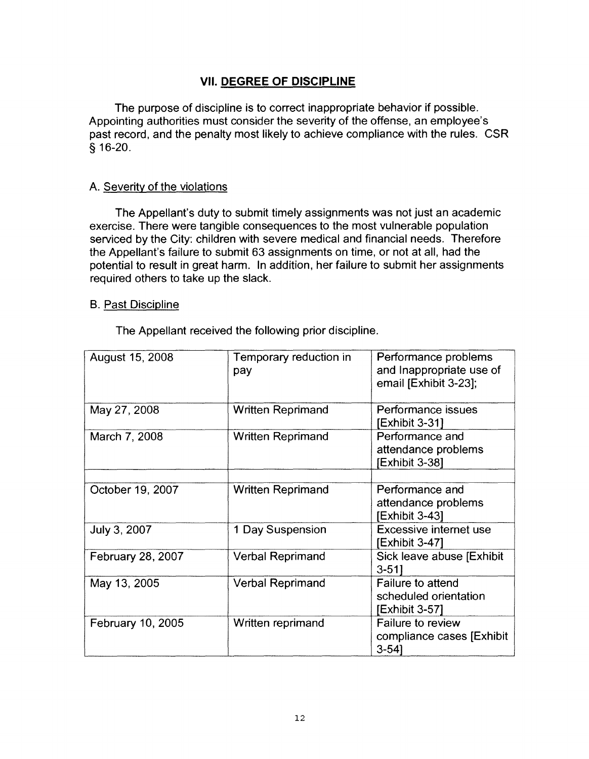## VII. DEGREE OF DISCIPLINE

The purpose of discipline is to correct inappropriate behavior if possible. Appointing authorities must consider the severity of the offense, an employee's past record, and the penalty most likely to achieve compliance with the rules. CSR § 16-20.

### A. Severity of the violations

The Appellant's duty to submit timely assignments was not just an academic exercise. There were tangible consequences to the most vulnerable population serviced by the City: children with severe medical and financial needs. Therefore the Appellant's failure to submit 63 assignments on time, or not at all, had the potential to result in great harm. In addition, her failure to submit her assignments required others to take up the slack.

### B. Past Discipline

The Appellant received the following prior discipline.

| | | |
|---|---|---|
| August 15, 2008 | Temporary reduction in pay | Performance problems and Inappropriate use of email [Exhibit 3-23]; |
| May 27, 2008 | Written Reprimand | Performance issues [Exhibit 3-31] |
| March 7, 2008 | Written Reprimand | Performance and attendance problems [Exhibit 3-38] |
| | | |
| October 19, 2007 | Written Reprimand | Performance and attendance problems [Exhibit 3-43] |
| July 3, 2007 | 1 Day Suspension | Excessive internet use [Exhibit 3-47] |
| February 28, 2007 | Verbal Reprimand | Sick leave abuse [Exhibit 3-51] |
| May 13, 2005 | Verbal Reprimand | Failure to attend scheduled orientation [Exhibit 3-57] |
| February 10, 2005 | Written reprimand | Failure to review compliance cases [Exhibit 3-54] |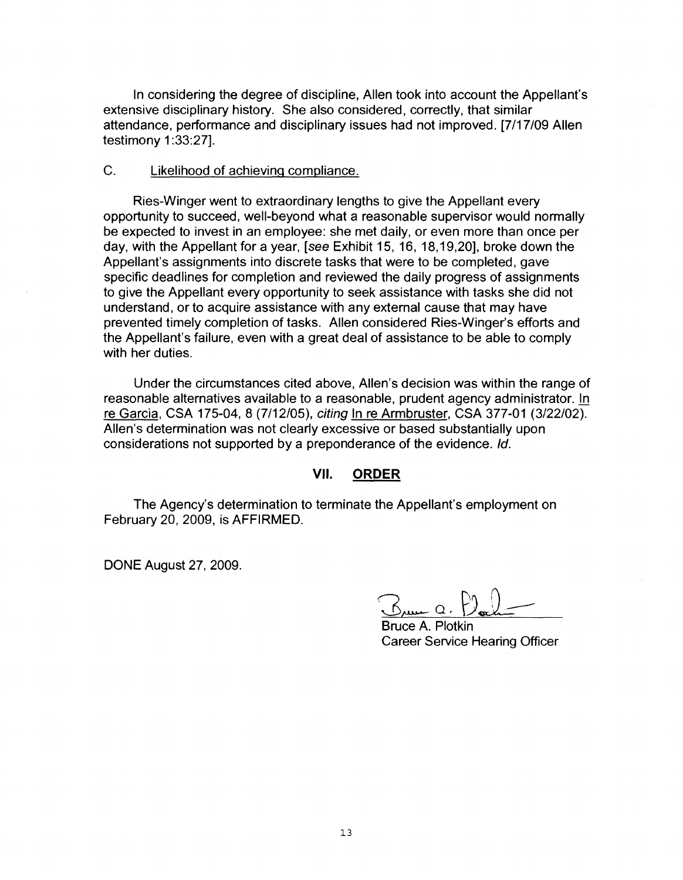In considering the degree of discipline, Allen took into account the Appellant's extensive disciplinary history. She also considered, correctly, that similar attendance, performance and disciplinary issues had not improved. [7/17/09 Allen testimony 1:33:27].

C. Likelihood of achieving compliance.

Ries-Winger went to extraordinary lengths to give the Appellant every opportunity to succeed, well-beyond what a reasonable supervisor would normally be expected to invest in an employee: she met daily, or even more than once per day, with the Appellant for a year, [*see* Exhibit 15, 16, 18,19,20], broke down the Appellant's assignments into discrete tasks that were to be completed, gave specific deadlines for completion and reviewed the daily progress of assignments to give the Appellant every opportunity to seek assistance with tasks she did not understand, or to acquire assistance with any external cause that may have prevented timely completion of tasks. Allen considered Ries-Winger's efforts and the Appellant's failure, even with a great deal of assistance to be able to comply with her duties.

Under the circumstances cited above, Allen's decision was within the range of reasonable alternatives available to a reasonable, prudent agency administrator. In re Garcia, CSA 175-04, 8 (7/12/05), *citing* In re Armbruster, CSA 377-01 (3/22/02). Allen's determination was not clearly excessive or based substantially upon considerations not supported by a preponderance of the evidence. *Id.*

## VII. ORDER

The Agency's determination to terminate the Appellant's employment on February 20, 2009, is AFFIRMED.

DONE August 27, 2009.

Bruce A. Plotkin
Career Service Hearing Officer